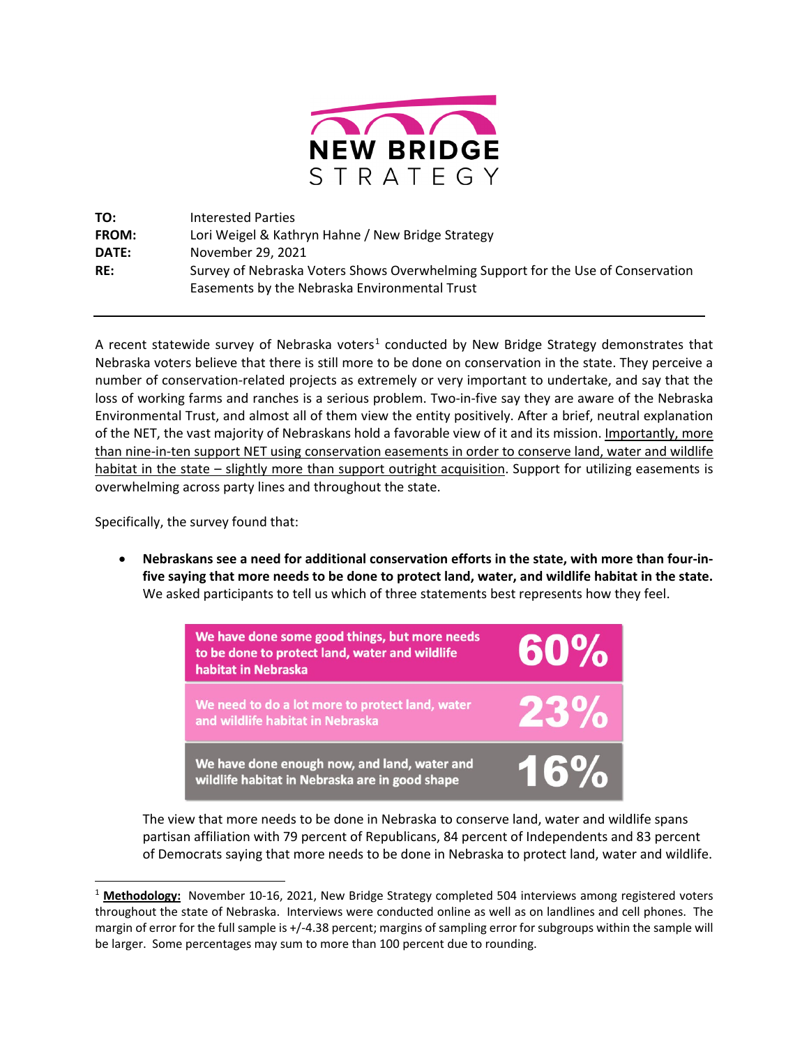**NEW BRIDGE STRATEGY**

| | |
|---|---|
| **TO:** | Interested Parties |
| **FROM:** | Lori Weigel & Kathryn Hahne / New Bridge Strategy |
| **DATE:** | November 29, 2021 |
| **RE:** | Survey of Nebraska Voters Shows Overwhelming Support for the Use of Conservation Easements by the Nebraska Environmental Trust |

---

A recent statewide survey of Nebraska voters[1] conducted by New Bridge Strategy demonstrates that Nebraska voters believe that there is still more to be done on conservation in the state. They perceive a number of conservation-related projects as extremely or very important to undertake, and say that the loss of working farms and ranches is a serious problem. Two-in-five say they are aware of the Nebraska Environmental Trust, and almost all of them view the entity positively. After a brief, neutral explanation of the NET, the vast majority of Nebraskans hold a favorable view of it and its mission. Importantly, more than nine-in-ten support NET using conservation easements in order to conserve land, water and wildlife habitat in the state – slightly more than support outright acquisition. Support for utilizing easements is overwhelming across party lines and throughout the state.

Specifically, the survey found that:

- **Nebraskans see a need for additional conservation efforts in the state, with more than four-in-five saying that more needs to be done to protect land, water, and wildlife habitat in the state.** We asked participants to tell us which of three statements best represents how they feel.

| Statement | % |
|---|---|
| We have done some good things, but more needs to be done to protect land, water and wildlife habitat in Nebraska | 60% |
| We need to do a lot more to protect land, water and wildlife habitat in Nebraska | 23% |
| We have done enough now, and land, water and wildlife habitat in Nebraska are in good shape | 16% |

The view that more needs to be done in Nebraska to conserve land, water and wildlife spans partisan affiliation with 79 percent of Republicans, 84 percent of Independents and 83 percent of Democrats saying that more needs to be done in Nebraska to protect land, water and wildlife.

---

[1] **Methodology:** November 10-16, 2021, New Bridge Strategy completed 504 interviews among registered voters throughout the state of Nebraska. Interviews were conducted online as well as on landlines and cell phones. The margin of error for the full sample is +/-4.38 percent; margins of sampling error for subgroups within the sample will be larger. Some percentages may sum to more than 100 percent due to rounding.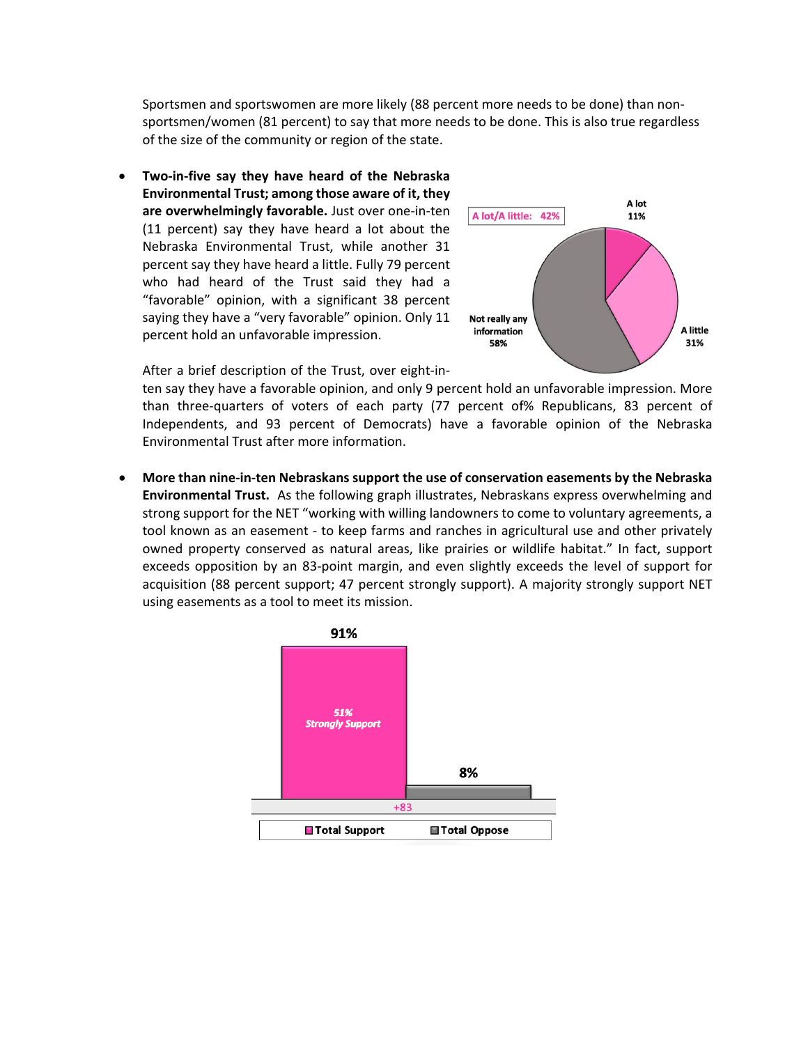Sportsmen and sportswomen are more likely (88 percent more needs to be done) than non-sportsmen/women (81 percent) to say that more needs to be done. This is also true regardless of the size of the community or region of the state.

- **Two-in-five say they have heard of the Nebraska Environmental Trust; among those aware of it, they are overwhelmingly favorable.** Just over one-in-ten (11 percent) say they have heard a lot about the Nebraska Environmental Trust, while another 31 percent say they have heard a little. Fully 79 percent who had heard of the Trust said they had a "favorable" opinion, with a significant 38 percent saying they have a "very favorable" opinion. Only 11 percent hold an unfavorable impression.

  After a brief description of the Trust, over eight-in-ten say they have a favorable opinion, and only 9 percent hold an unfavorable impression. More than three-quarters of voters of each party (77 percent of% Republicans, 83 percent of Independents, and 93 percent of Democrats) have a favorable opinion of the Nebraska Environmental Trust after more information.

- **More than nine-in-ten Nebraskans support the use of conservation easements by the Nebraska Environmental Trust.** As the following graph illustrates, Nebraskans express overwhelming and strong support for the NET "working with willing landowners to come to voluntary agreements, a tool known as an easement - to keep farms and ranches in agricultural use and other privately owned property conserved as natural areas, like prairies or wildlife habitat." In fact, support exceeds opposition by an 83-point margin, and even slightly exceeds the level of support for acquisition (88 percent support; 47 percent strongly support). A majority strongly support NET using easements as a tool to meet its mission.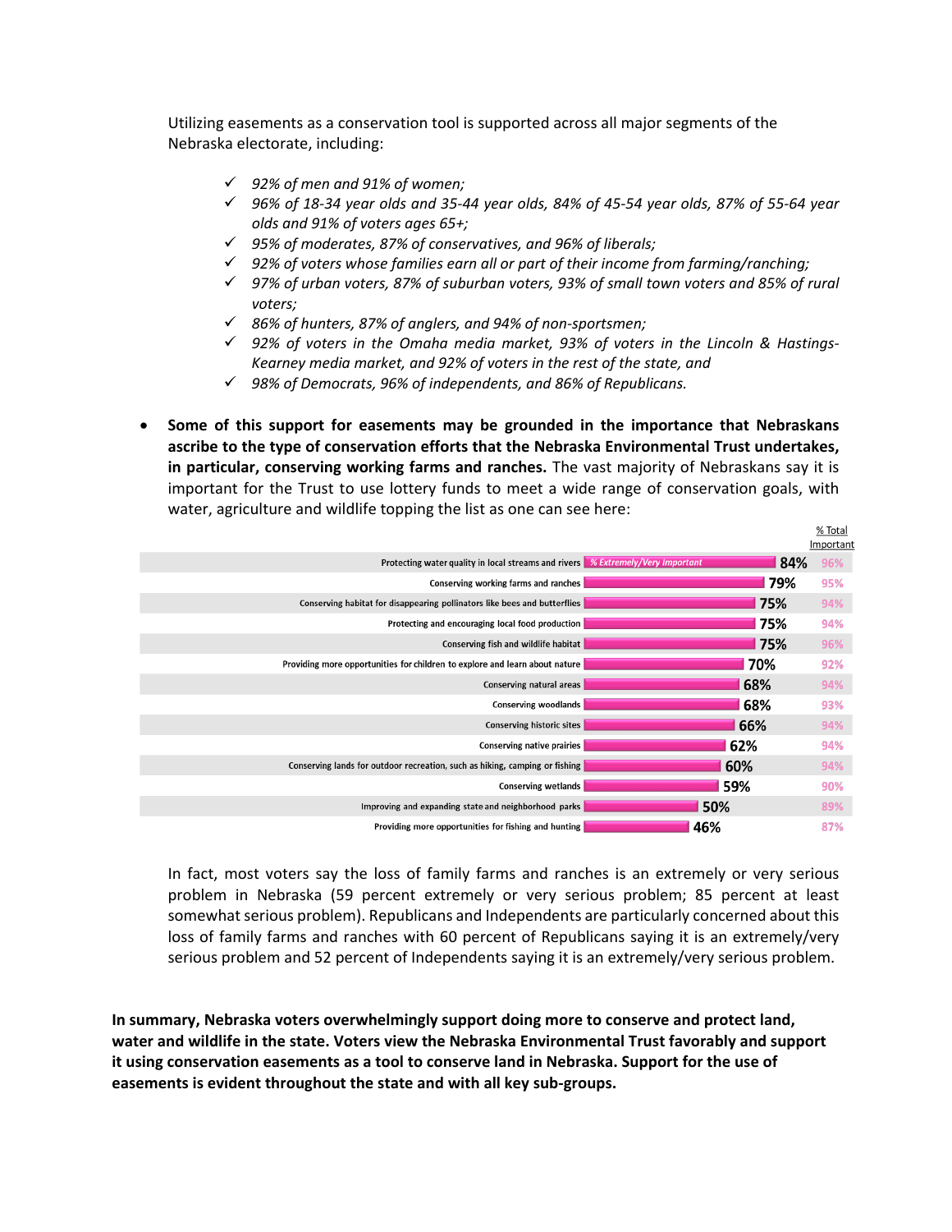Utilizing easements as a conservation tool is supported across all major segments of the Nebraska electorate, including:

- ✓ *92% of men and 91% of women;*
- ✓ *96% of 18-34 year olds and 35-44 year olds, 84% of 45-54 year olds, 87% of 55-64 year olds and 91% of voters ages 65+;*
- ✓ *95% of moderates, 87% of conservatives, and 96% of liberals;*
- ✓ *92% of voters whose families earn all or part of their income from farming/ranching;*
- ✓ *97% of urban voters, 87% of suburban voters, 93% of small town voters and 85% of rural voters;*
- ✓ *86% of hunters, 87% of anglers, and 94% of non-sportsmen;*
- ✓ *92% of voters in the Omaha media market, 93% of voters in the Lincoln & Hastings-Kearney media market, and 92% of voters in the rest of the state, and*
- ✓ *98% of Democrats, 96% of independents, and 86% of Republicans.*

- **Some of this support for easements may be grounded in the importance that Nebraskans ascribe to the type of conservation efforts that the Nebraska Environmental Trust undertakes, in particular, conserving working farms and ranches.** The vast majority of Nebraskans say it is important for the Trust to use lottery funds to meet a wide range of conservation goals, with water, agriculture and wildlife topping the list as one can see here:

% Total Important

% Extremely/Very Important

Protecting water quality in local streams and rivers 84% 96%

Conserving working farms and ranches 79% 95%

Conserving habitat for disappearing pollinators like bees and butterflies 75% 94%

Protecting and encouraging local food production 75% 94%

Conserving fish and wildlife habitat 75% 96%

Providing more opportunities for children to explore and learn about nature 70% 92%

Conserving natural areas 68% 94%

Conserving woodlands 68% 93%

Conserving historic sites 66% 94%

Conserving native prairies 62% 94%

Conserving lands for outdoor recreation, such as hiking, camping or fishing 60% 94%

Conserving wetlands 59% 90%

Improving and expanding state and neighborhood parks 50% 89%

Providing more opportunities for fishing and hunting 46% 87%

In fact, most voters say the loss of family farms and ranches is an extremely or very serious problem in Nebraska (59 percent extremely or very serious problem; 85 percent at least somewhat serious problem). Republicans and Independents are particularly concerned about this loss of family farms and ranches with 60 percent of Republicans saying it is an extremely/very serious problem and 52 percent of Independents saying it is an extremely/very serious problem.

**In summary, Nebraska voters overwhelmingly support doing more to conserve and protect land, water and wildlife in the state. Voters view the Nebraska Environmental Trust favorably and support it using conservation easements as a tool to conserve land in Nebraska. Support for the use of easements is evident throughout the state and with all key sub-groups.**